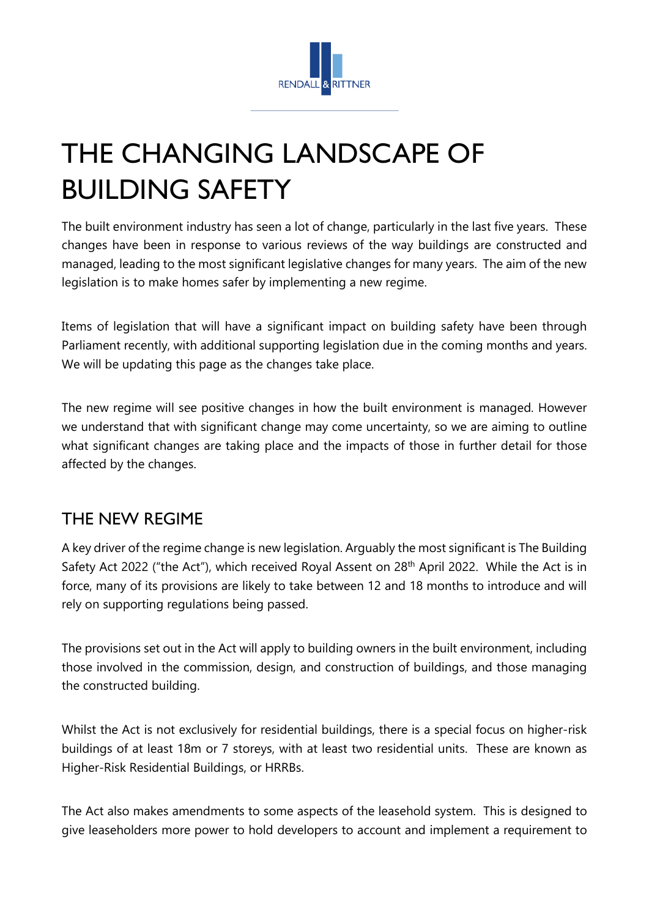# THE CHANGING LANDSCAPE OF BUILDING SAFETY

The built environment industry has seen a lot of change, particularly in the last five years. These changes have been in response to various reviews of the way buildings are constructed and managed, leading to the most significant legislative changes for many years. The aim of the new legislation is to make homes safer by implementing a new regime.

Items of legislation that will have a significant impact on building safety have been through Parliament recently, with additional supporting legislation due in the coming months and years. We will be updating this page as the changes take place.

The new regime will see positive changes in how the built environment is managed. However we understand that with significant change may come uncertainty, so we are aiming to outline what significant changes are taking place and the impacts of those in further detail for those affected by the changes.

## THE NEW REGIME

A key driver of the regime change is new legislation. Arguably the most significant is The Building Safety Act 2022 ("the Act"), which received Royal Assent on 28th April 2022. While the Act is in force, many of its provisions are likely to take between 12 and 18 months to introduce and will rely on supporting regulations being passed.

The provisions set out in the Act will apply to building owners in the built environment, including those involved in the commission, design, and construction of buildings, and those managing the constructed building.

Whilst the Act is not exclusively for residential buildings, there is a special focus on higher-risk buildings of at least 18m or 7 storeys, with at least two residential units. These are known as Higher-Risk Residential Buildings, or HRRBs.

The Act also makes amendments to some aspects of the leasehold system. This is designed to give leaseholders more power to hold developers to account and implement a requirement to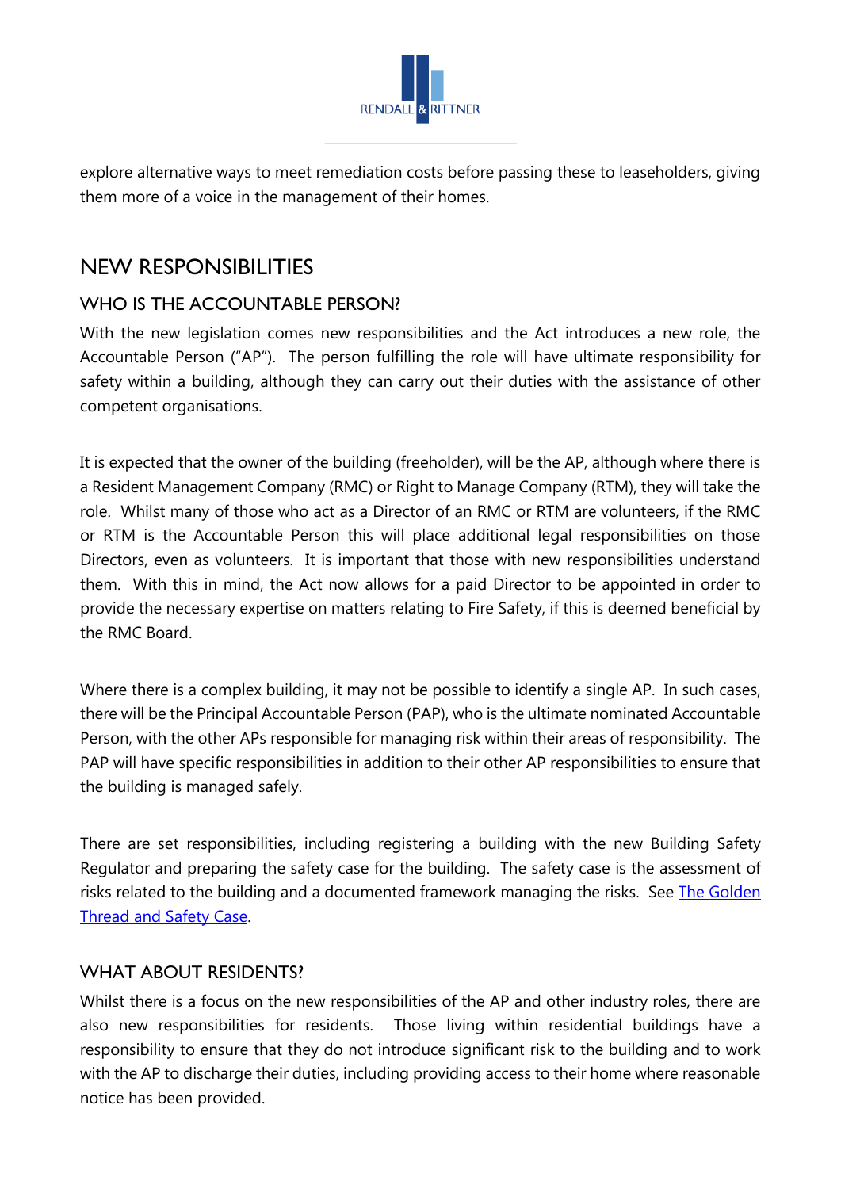explore alternative ways to meet remediation costs before passing these to leaseholders, giving them more of a voice in the management of their homes.

## NEW RESPONSIBILITIES

### WHO IS THE ACCOUNTABLE PERSON?

With the new legislation comes new responsibilities and the Act introduces a new role, the Accountable Person ("AP"). The person fulfilling the role will have ultimate responsibility for safety within a building, although they can carry out their duties with the assistance of other competent organisations.

It is expected that the owner of the building (freeholder), will be the AP, although where there is a Resident Management Company (RMC) or Right to Manage Company (RTM), they will take the role. Whilst many of those who act as a Director of an RMC or RTM are volunteers, if the RMC or RTM is the Accountable Person this will place additional legal responsibilities on those Directors, even as volunteers. It is important that those with new responsibilities understand them. With this in mind, the Act now allows for a paid Director to be appointed in order to provide the necessary expertise on matters relating to Fire Safety, if this is deemed beneficial by the RMC Board.

Where there is a complex building, it may not be possible to identify a single AP. In such cases, there will be the Principal Accountable Person (PAP), who is the ultimate nominated Accountable Person, with the other APs responsible for managing risk within their areas of responsibility. The PAP will have specific responsibilities in addition to their other AP responsibilities to ensure that the building is managed safely.

There are set responsibilities, including registering a building with the new Building Safety Regulator and preparing the safety case for the building. The safety case is the assessment of risks related to the building and a documented framework managing the risks. See The Golden Thread and Safety Case.

### WHAT ABOUT RESIDENTS?

Whilst there is a focus on the new responsibilities of the AP and other industry roles, there are also new responsibilities for residents. Those living within residential buildings have a responsibility to ensure that they do not introduce significant risk to the building and to work with the AP to discharge their duties, including providing access to their home where reasonable notice has been provided.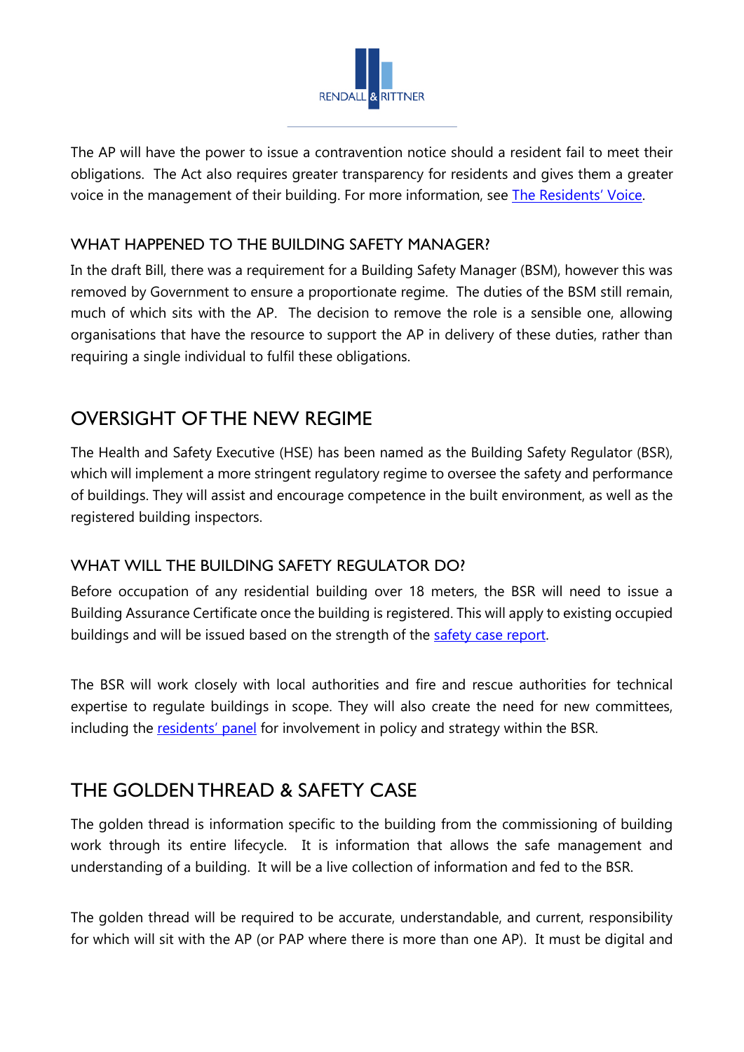The AP will have the power to issue a contravention notice should a resident fail to meet their obligations. The Act also requires greater transparency for residents and gives them a greater voice in the management of their building. For more information, see The Residents' Voice.

### WHAT HAPPENED TO THE BUILDING SAFETY MANAGER?

In the draft Bill, there was a requirement for a Building Safety Manager (BSM), however this was removed by Government to ensure a proportionate regime. The duties of the BSM still remain, much of which sits with the AP. The decision to remove the role is a sensible one, allowing organisations that have the resource to support the AP in delivery of these duties, rather than requiring a single individual to fulfil these obligations.

## OVERSIGHT OF THE NEW REGIME

The Health and Safety Executive (HSE) has been named as the Building Safety Regulator (BSR), which will implement a more stringent regulatory regime to oversee the safety and performance of buildings. They will assist and encourage competence in the built environment, as well as the registered building inspectors.

### WHAT WILL THE BUILDING SAFETY REGULATOR DO?

Before occupation of any residential building over 18 meters, the BSR will need to issue a Building Assurance Certificate once the building is registered. This will apply to existing occupied buildings and will be issued based on the strength of the safety case report.

The BSR will work closely with local authorities and fire and rescue authorities for technical expertise to regulate buildings in scope. They will also create the need for new committees, including the residents' panel for involvement in policy and strategy within the BSR.

## THE GOLDEN THREAD & SAFETY CASE

The golden thread is information specific to the building from the commissioning of building work through its entire lifecycle. It is information that allows the safe management and understanding of a building. It will be a live collection of information and fed to the BSR.

The golden thread will be required to be accurate, understandable, and current, responsibility for which will sit with the AP (or PAP where there is more than one AP). It must be digital and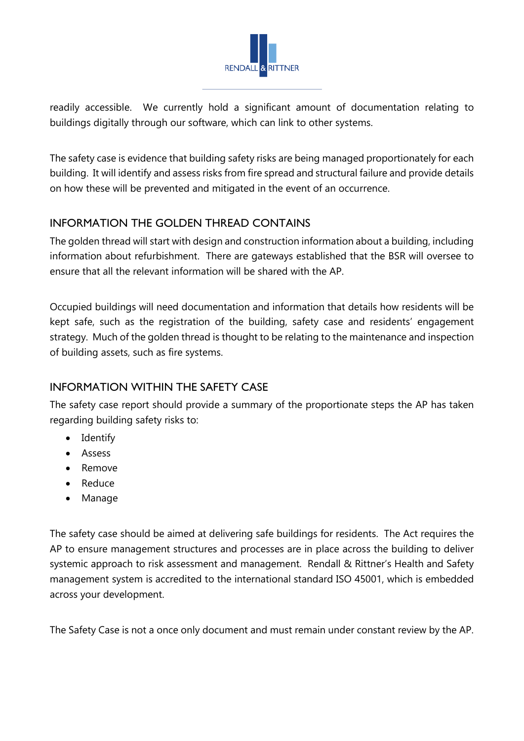readily accessible. We currently hold a significant amount of documentation relating to buildings digitally through our software, which can link to other systems.

The safety case is evidence that building safety risks are being managed proportionately for each building. It will identify and assess risks from fire spread and structural failure and provide details on how these will be prevented and mitigated in the event of an occurrence.

## INFORMATION THE GOLDEN THREAD CONTAINS

The golden thread will start with design and construction information about a building, including information about refurbishment. There are gateways established that the BSR will oversee to ensure that all the relevant information will be shared with the AP.

Occupied buildings will need documentation and information that details how residents will be kept safe, such as the registration of the building, safety case and residents' engagement strategy. Much of the golden thread is thought to be relating to the maintenance and inspection of building assets, such as fire systems.

## INFORMATION WITHIN THE SAFETY CASE

The safety case report should provide a summary of the proportionate steps the AP has taken regarding building safety risks to:

- Identify
- Assess
- Remove
- Reduce
- Manage

The safety case should be aimed at delivering safe buildings for residents. The Act requires the AP to ensure management structures and processes are in place across the building to deliver systemic approach to risk assessment and management. Rendall & Rittner's Health and Safety management system is accredited to the international standard ISO 45001, which is embedded across your development.

The Safety Case is not a once only document and must remain under constant review by the AP.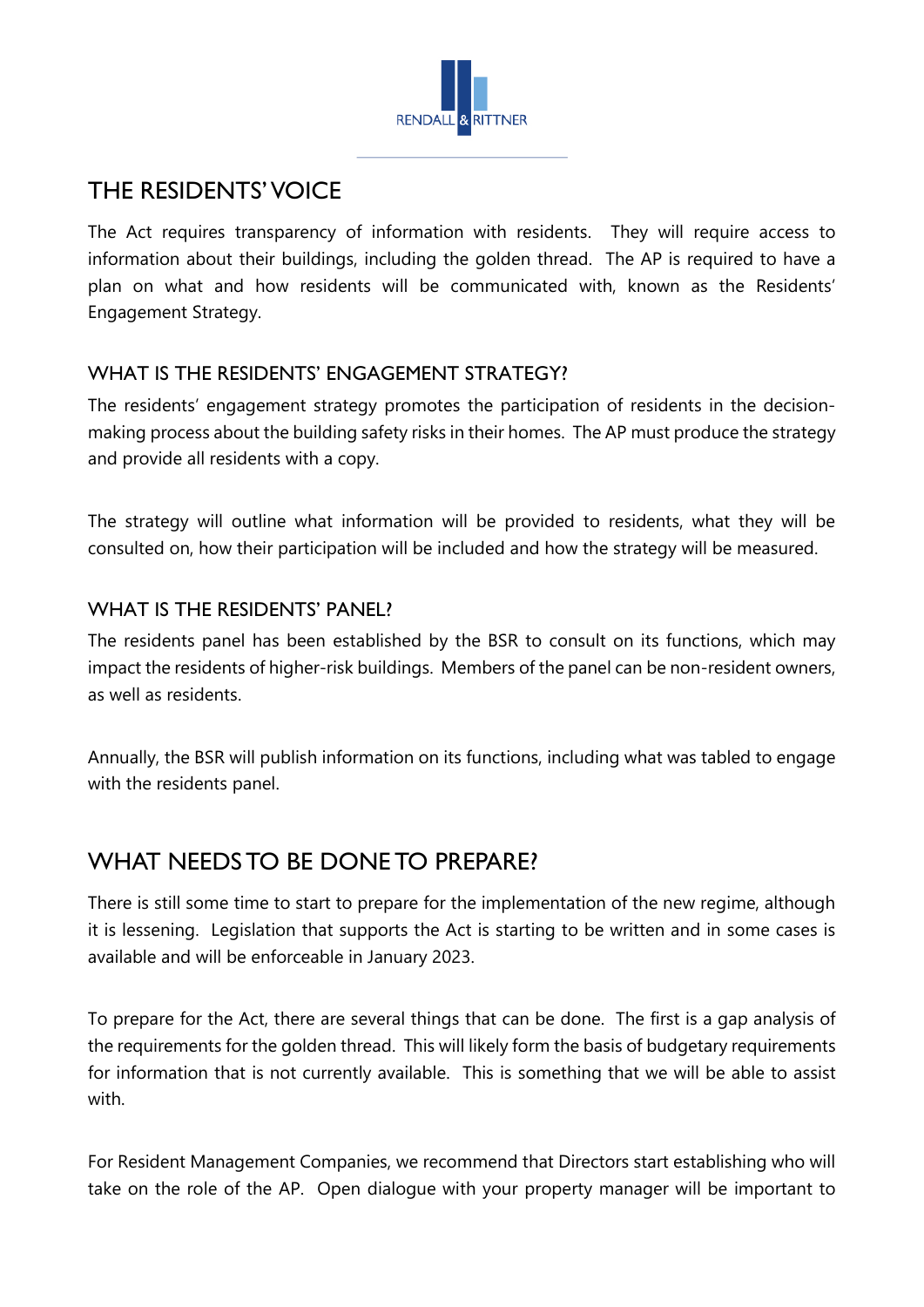## THE RESIDENTS' VOICE

The Act requires transparency of information with residents. They will require access to information about their buildings, including the golden thread. The AP is required to have a plan on what and how residents will be communicated with, known as the Residents' Engagement Strategy.

### WHAT IS THE RESIDENTS' ENGAGEMENT STRATEGY?

The residents' engagement strategy promotes the participation of residents in the decision-making process about the building safety risks in their homes. The AP must produce the strategy and provide all residents with a copy.

The strategy will outline what information will be provided to residents, what they will be consulted on, how their participation will be included and how the strategy will be measured.

### WHAT IS THE RESIDENTS' PANEL?

The residents panel has been established by the BSR to consult on its functions, which may impact the residents of higher-risk buildings. Members of the panel can be non-resident owners, as well as residents.

Annually, the BSR will publish information on its functions, including what was tabled to engage with the residents panel.

## WHAT NEEDS TO BE DONE TO PREPARE?

There is still some time to start to prepare for the implementation of the new regime, although it is lessening. Legislation that supports the Act is starting to be written and in some cases is available and will be enforceable in January 2023.

To prepare for the Act, there are several things that can be done. The first is a gap analysis of the requirements for the golden thread. This will likely form the basis of budgetary requirements for information that is not currently available. This is something that we will be able to assist with.

For Resident Management Companies, we recommend that Directors start establishing who will take on the role of the AP. Open dialogue with your property manager will be important to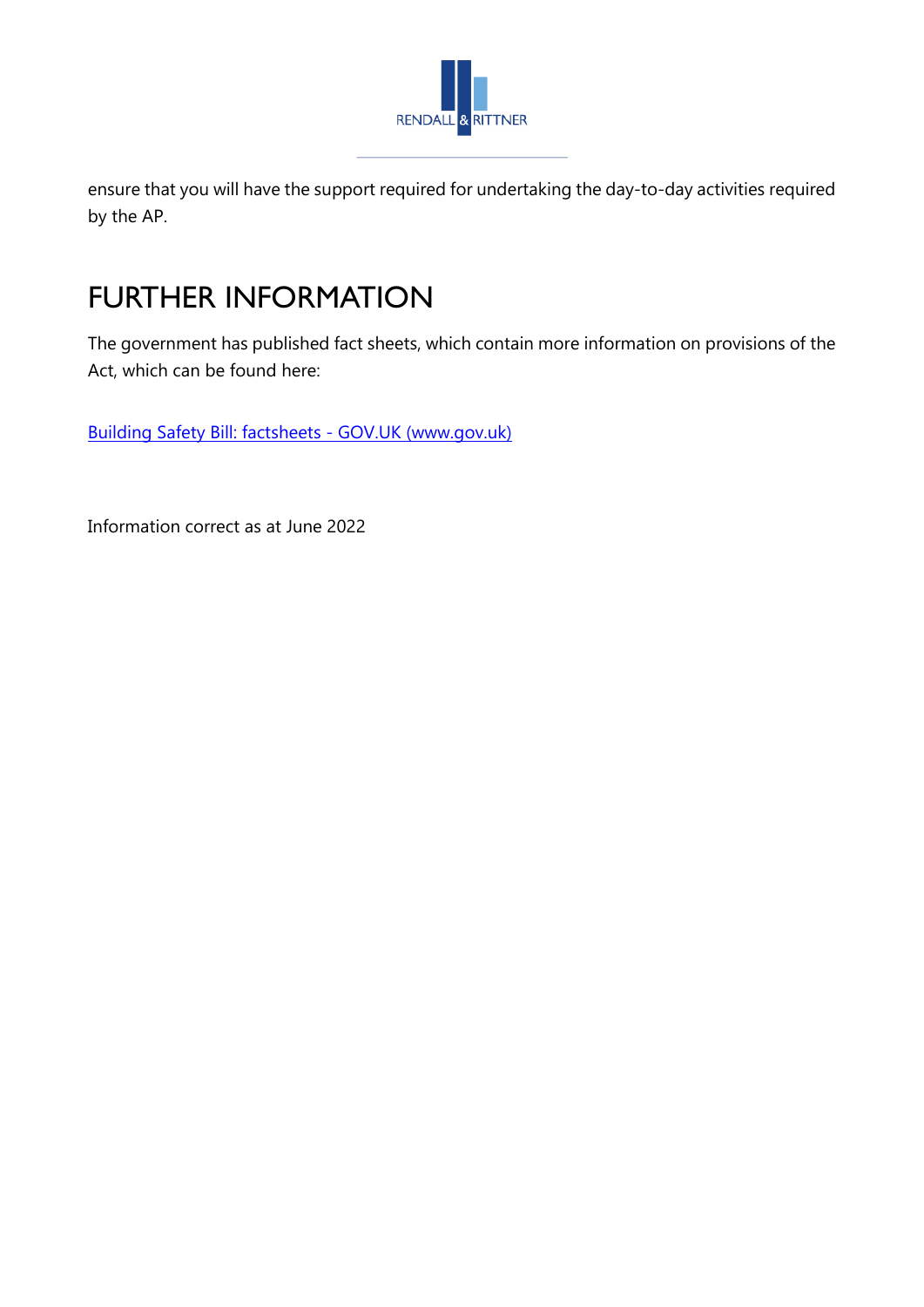ensure that you will have the support required for undertaking the day-to-day activities required by the AP.

# FURTHER INFORMATION

The government has published fact sheets, which contain more information on provisions of the Act, which can be found here:

[Building Safety Bill: factsheets - GOV.UK (www.gov.uk)]

Information correct as at June 2022